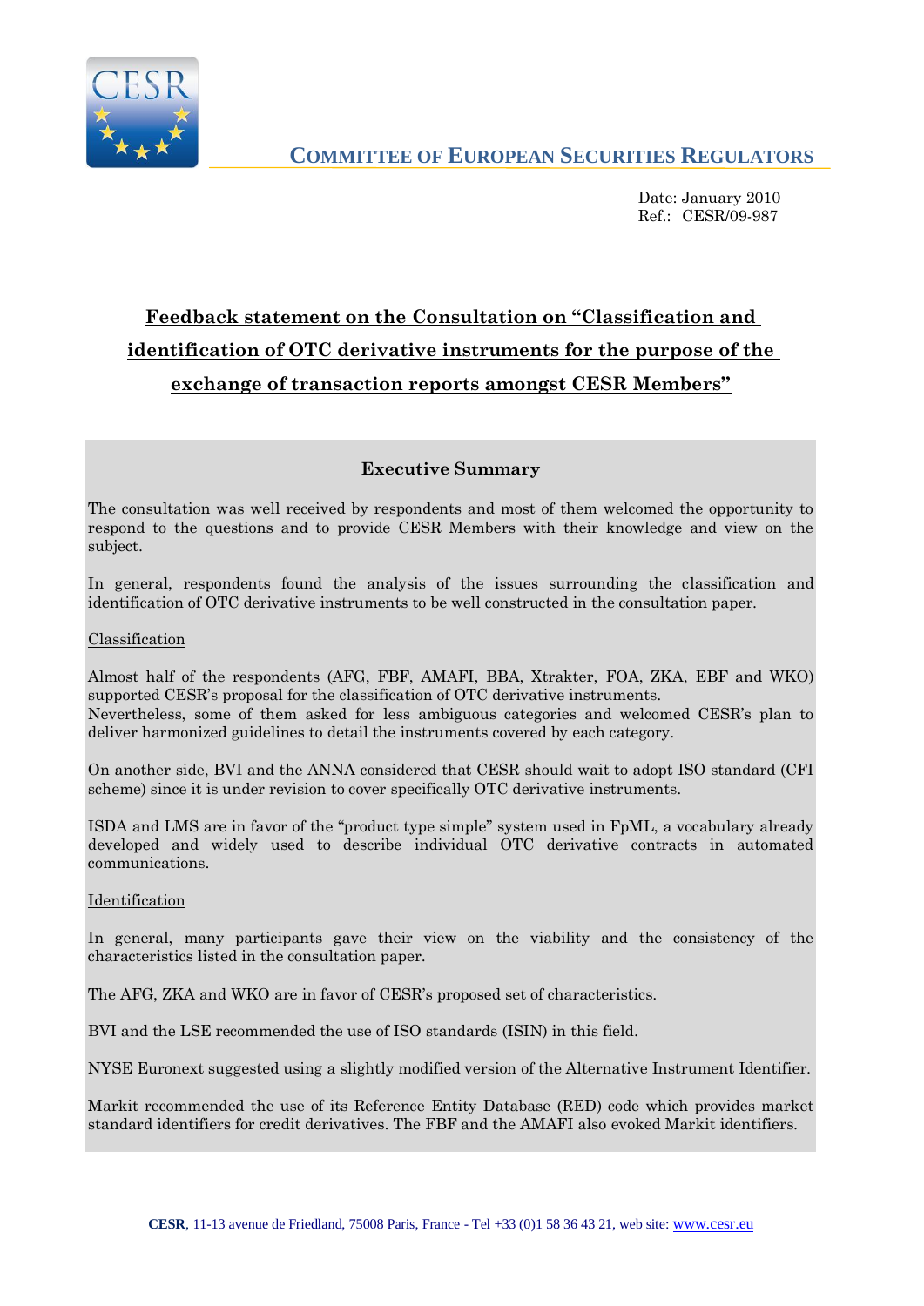# COMMITTEE OF EUROPEAN SECURITIES REGULATORS

Date: January 2010
Ref.: CESR/09-987

## Feedback statement on the Consultation on "Classification and identification of OTC derivative instruments for the purpose of the exchange of transaction reports amongst CESR Members"

### Executive Summary

The consultation was well received by respondents and most of them welcomed the opportunity to respond to the questions and to provide CESR Members with their knowledge and view on the subject.

In general, respondents found the analysis of the issues surrounding the classification and identification of OTC derivative instruments to be well constructed in the consultation paper.

Classification

Almost half of the respondents (AFG, FBF, AMAFI, BBA, Xtrakter, FOA, ZKA, EBF and WKO) supported CESR's proposal for the classification of OTC derivative instruments.
Nevertheless, some of them asked for less ambiguous categories and welcomed CESR's plan to deliver harmonized guidelines to detail the instruments covered by each category.

On another side, BVI and the ANNA considered that CESR should wait to adopt ISO standard (CFI scheme) since it is under revision to cover specifically OTC derivative instruments.

ISDA and LMS are in favor of the "product type simple" system used in FpML, a vocabulary already developed and widely used to describe individual OTC derivative contracts in automated communications.

Identification

In general, many participants gave their view on the viability and the consistency of the characteristics listed in the consultation paper.

The AFG, ZKA and WKO are in favor of CESR's proposed set of characteristics.

BVI and the LSE recommended the use of ISO standards (ISIN) in this field.

NYSE Euronext suggested using a slightly modified version of the Alternative Instrument Identifier.

Markit recommended the use of its Reference Entity Database (RED) code which provides market standard identifiers for credit derivatives. The FBF and the AMAFI also evoked Markit identifiers.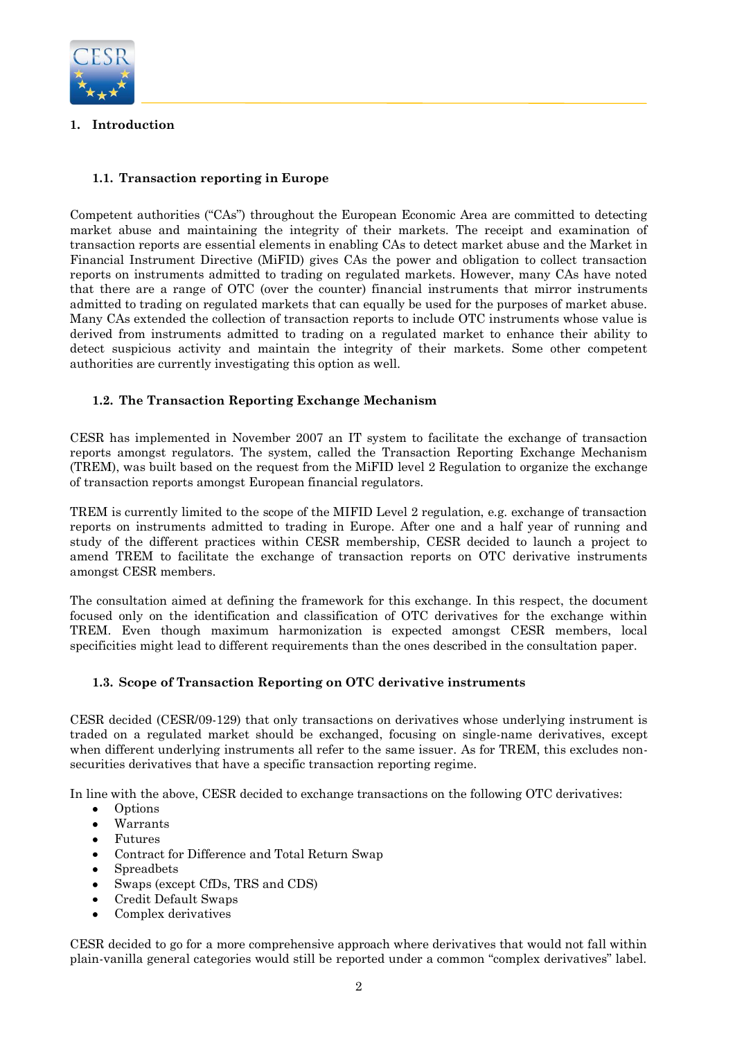# 1. Introduction

## 1.1. Transaction reporting in Europe

Competent authorities ("CAs") throughout the European Economic Area are committed to detecting market abuse and maintaining the integrity of their markets. The receipt and examination of transaction reports are essential elements in enabling CAs to detect market abuse and the Market in Financial Instrument Directive (MiFID) gives CAs the power and obligation to collect transaction reports on instruments admitted to trading on regulated markets. However, many CAs have noted that there are a range of OTC (over the counter) financial instruments that mirror instruments admitted to trading on regulated markets that can equally be used for the purposes of market abuse. Many CAs extended the collection of transaction reports to include OTC instruments whose value is derived from instruments admitted to trading on a regulated market to enhance their ability to detect suspicious activity and maintain the integrity of their markets. Some other competent authorities are currently investigating this option as well.

## 1.2. The Transaction Reporting Exchange Mechanism

CESR has implemented in November 2007 an IT system to facilitate the exchange of transaction reports amongst regulators. The system, called the Transaction Reporting Exchange Mechanism (TREM), was built based on the request from the MiFID level 2 Regulation to organize the exchange of transaction reports amongst European financial regulators.

TREM is currently limited to the scope of the MIFID Level 2 regulation, e.g. exchange of transaction reports on instruments admitted to trading in Europe. After one and a half year of running and study of the different practices within CESR membership, CESR decided to launch a project to amend TREM to facilitate the exchange of transaction reports on OTC derivative instruments amongst CESR members.

The consultation aimed at defining the framework for this exchange. In this respect, the document focused only on the identification and classification of OTC derivatives for the exchange within TREM. Even though maximum harmonization is expected amongst CESR members, local specificities might lead to different requirements than the ones described in the consultation paper.

## 1.3. Scope of Transaction Reporting on OTC derivative instruments

CESR decided (CESR/09-129) that only transactions on derivatives whose underlying instrument is traded on a regulated market should be exchanged, focusing on single-name derivatives, except when different underlying instruments all refer to the same issuer. As for TREM, this excludes non-securities derivatives that have a specific transaction reporting regime.

In line with the above, CESR decided to exchange transactions on the following OTC derivatives:

- Options
- Warrants
- Futures
- Contract for Difference and Total Return Swap
- Spreadbets
- Swaps (except CfDs, TRS and CDS)
- Credit Default Swaps
- Complex derivatives

CESR decided to go for a more comprehensive approach where derivatives that would not fall within plain-vanilla general categories would still be reported under a common "complex derivatives" label.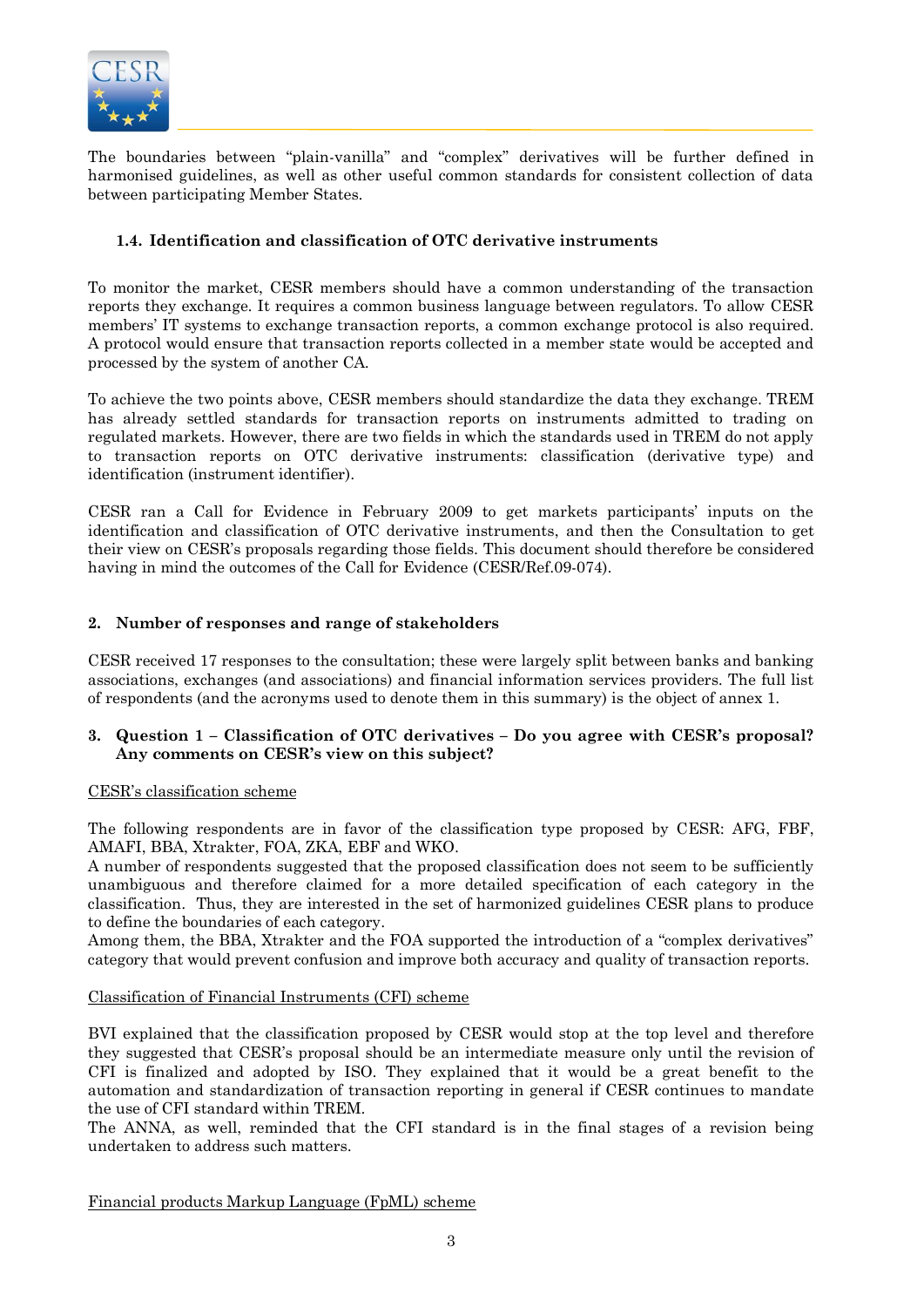The boundaries between "plain-vanilla" and "complex" derivatives will be further defined in harmonised guidelines, as well as other useful common standards for consistent collection of data between participating Member States.

### 1.4. Identification and classification of OTC derivative instruments

To monitor the market, CESR members should have a common understanding of the transaction reports they exchange. It requires a common business language between regulators. To allow CESR members' IT systems to exchange transaction reports, a common exchange protocol is also required. A protocol would ensure that transaction reports collected in a member state would be accepted and processed by the system of another CA.

To achieve the two points above, CESR members should standardize the data they exchange. TREM has already settled standards for transaction reports on instruments admitted to trading on regulated markets. However, there are two fields in which the standards used in TREM do not apply to transaction reports on OTC derivative instruments: classification (derivative type) and identification (instrument identifier).

CESR ran a Call for Evidence in February 2009 to get markets participants' inputs on the identification and classification of OTC derivative instruments, and then the Consultation to get their view on CESR's proposals regarding those fields. This document should therefore be considered having in mind the outcomes of the Call for Evidence (CESR/Ref.09-074).

## 2. Number of responses and range of stakeholders

CESR received 17 responses to the consultation; these were largely split between banks and banking associations, exchanges (and associations) and financial information services providers. The full list of respondents (and the acronyms used to denote them in this summary) is the object of annex 1.

## 3. Question 1 – Classification of OTC derivatives – Do you agree with CESR's proposal? Any comments on CESR's view on this subject?

<u>CESR's classification scheme</u>

The following respondents are in favor of the classification type proposed by CESR: AFG, FBF, AMAFI, BBA, Xtrakter, FOA, ZKA, EBF and WKO.
A number of respondents suggested that the proposed classification does not seem to be sufficiently unambiguous and therefore claimed for a more detailed specification of each category in the classification. Thus, they are interested in the set of harmonized guidelines CESR plans to produce to define the boundaries of each category.
Among them, the BBA, Xtrakter and the FOA supported the introduction of a "complex derivatives" category that would prevent confusion and improve both accuracy and quality of transaction reports.

<u>Classification of Financial Instruments (CFI) scheme</u>

BVI explained that the classification proposed by CESR would stop at the top level and therefore they suggested that CESR's proposal should be an intermediate measure only until the revision of CFI is finalized and adopted by ISO. They explained that it would be a great benefit to the automation and standardization of transaction reporting in general if CESR continues to mandate the use of CFI standard within TREM.
The ANNA, as well, reminded that the CFI standard is in the final stages of a revision being undertaken to address such matters.

<u>Financial products Markup Language (FpML) scheme</u>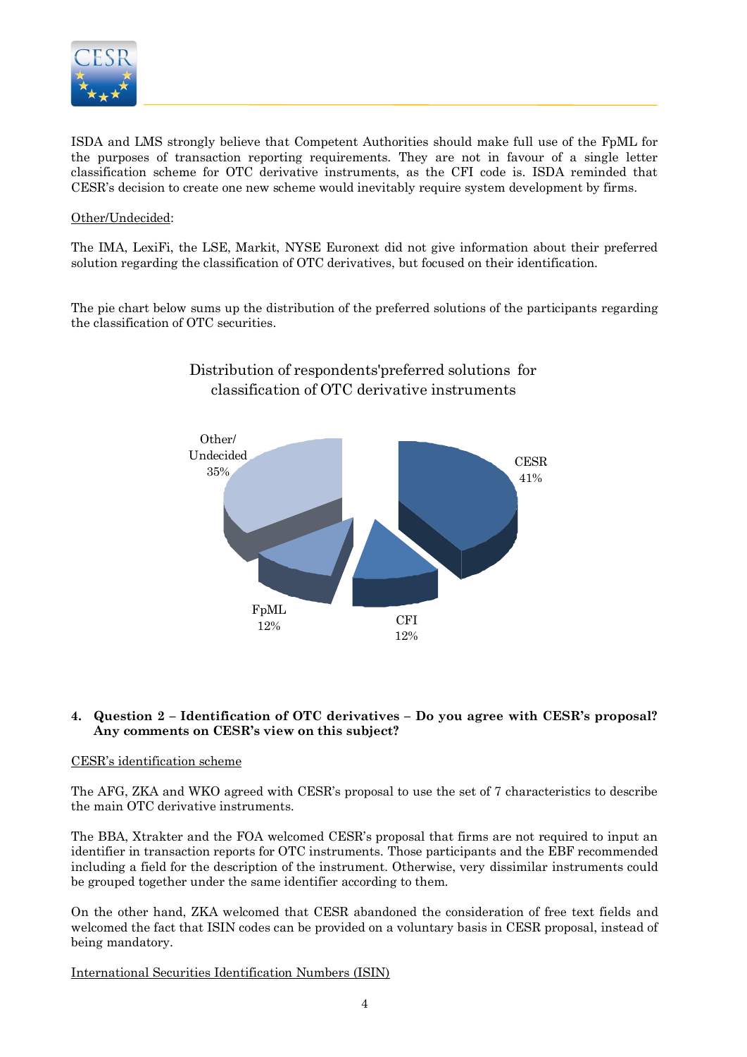ISDA and LMS strongly believe that Competent Authorities should make full use of the FpML for the purposes of transaction reporting requirements. They are not in favour of a single letter classification scheme for OTC derivative instruments, as the CFI code is. ISDA reminded that CESR's decision to create one new scheme would inevitably require system development by firms.

Other/Undecided:

The IMA, LexiFi, the LSE, Markit, NYSE Euronext did not give information about their preferred solution regarding the classification of OTC derivatives, but focused on their identification.

The pie chart below sums up the distribution of the preferred solutions of the participants regarding the classification of OTC securities.

Distribution of respondents'preferred solutions for classification of OTC derivative instruments

| Solution | Share |
|---|---|
| CESR | 41% |
| CFI | 12% |
| FpML | 12% |
| Other/ Undecided | 35% |

4. **Question 2 – Identification of OTC derivatives – Do you agree with CESR's proposal? Any comments on CESR's view on this subject?**

CESR's identification scheme

The AFG, ZKA and WKO agreed with CESR's proposal to use the set of 7 characteristics to describe the main OTC derivative instruments.

The BBA, Xtrakter and the FOA welcomed CESR's proposal that firms are not required to input an identifier in transaction reports for OTC instruments. Those participants and the EBF recommended including a field for the description of the instrument. Otherwise, very dissimilar instruments could be grouped together under the same identifier according to them.

On the other hand, ZKA welcomed that CESR abandoned the consideration of free text fields and welcomed the fact that ISIN codes can be provided on a voluntary basis in CESR proposal, instead of being mandatory.

International Securities Identification Numbers (ISIN)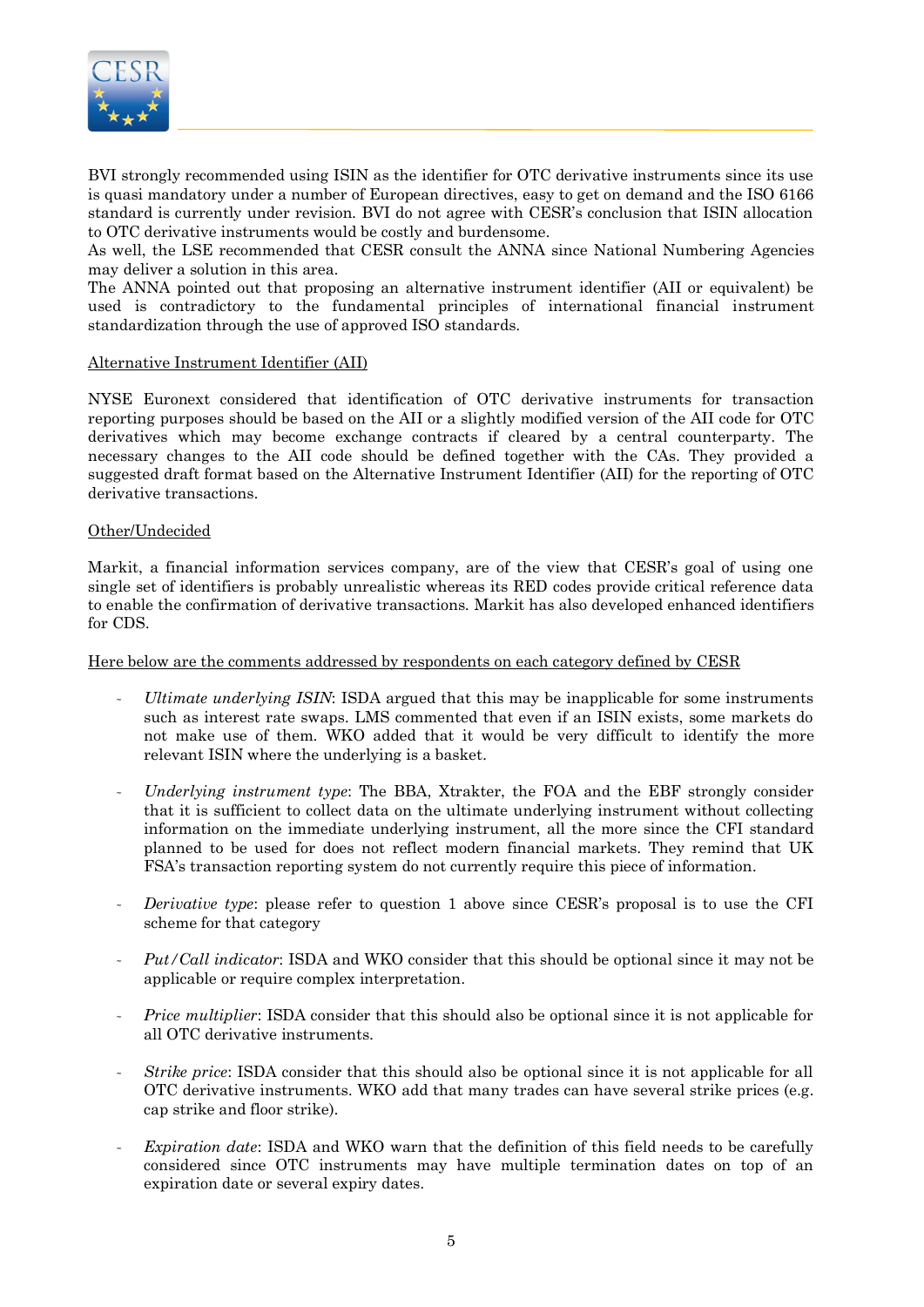BVI strongly recommended using ISIN as the identifier for OTC derivative instruments since its use is quasi mandatory under a number of European directives, easy to get on demand and the ISO 6166 standard is currently under revision. BVI do not agree with CESR's conclusion that ISIN allocation to OTC derivative instruments would be costly and burdensome.
As well, the LSE recommended that CESR consult the ANNA since National Numbering Agencies may deliver a solution in this area.
The ANNA pointed out that proposing an alternative instrument identifier (AII or equivalent) be used is contradictory to the fundamental principles of international financial instrument standardization through the use of approved ISO standards.

Alternative Instrument Identifier (AII)

NYSE Euronext considered that identification of OTC derivative instruments for transaction reporting purposes should be based on the AII or a slightly modified version of the AII code for OTC derivatives which may become exchange contracts if cleared by a central counterparty. The necessary changes to the AII code should be defined together with the CAs. They provided a suggested draft format based on the Alternative Instrument Identifier (AII) for the reporting of OTC derivative transactions.

Other/Undecided

Markit, a financial information services company, are of the view that CESR's goal of using one single set of identifiers is probably unrealistic whereas its RED codes provide critical reference data to enable the confirmation of derivative transactions. Markit has also developed enhanced identifiers for CDS.

Here below are the comments addressed by respondents on each category defined by CESR

- *Ultimate underlying ISIN*: ISDA argued that this may be inapplicable for some instruments such as interest rate swaps. LMS commented that even if an ISIN exists, some markets do not make use of them. WKO added that it would be very difficult to identify the more relevant ISIN where the underlying is a basket.

- *Underlying instrument type*: The BBA, Xtrakter, the FOA and the EBF strongly consider that it is sufficient to collect data on the ultimate underlying instrument without collecting information on the immediate underlying instrument, all the more since the CFI standard planned to be used for does not reflect modern financial markets. They remind that UK FSA's transaction reporting system do not currently require this piece of information.

- *Derivative type*: please refer to question 1 above since CESR's proposal is to use the CFI scheme for that category

- *Put/Call indicator*: ISDA and WKO consider that this should be optional since it may not be applicable or require complex interpretation.

- *Price multiplier*: ISDA consider that this should also be optional since it is not applicable for all OTC derivative instruments.

- *Strike price*: ISDA consider that this should also be optional since it is not applicable for all OTC derivative instruments. WKO add that many trades can have several strike prices (e.g. cap strike and floor strike).

- *Expiration date*: ISDA and WKO warn that the definition of this field needs to be carefully considered since OTC instruments may have multiple termination dates on top of an expiration date or several expiry dates.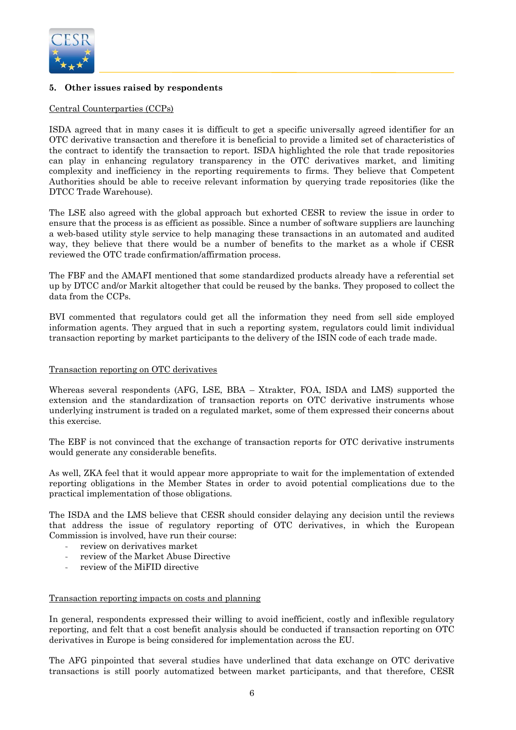## 5. Other issues raised by respondents

Central Counterparties (CCPs)

ISDA agreed that in many cases it is difficult to get a specific universally agreed identifier for an OTC derivative transaction and therefore it is beneficial to provide a limited set of characteristics of the contract to identify the transaction to report. ISDA highlighted the role that trade repositories can play in enhancing regulatory transparency in the OTC derivatives market, and limiting complexity and inefficiency in the reporting requirements to firms. They believe that Competent Authorities should be able to receive relevant information by querying trade repositories (like the DTCC Trade Warehouse).

The LSE also agreed with the global approach but exhorted CESR to review the issue in order to ensure that the process is as efficient as possible. Since a number of software suppliers are launching a web-based utility style service to help managing these transactions in an automated and audited way, they believe that there would be a number of benefits to the market as a whole if CESR reviewed the OTC trade confirmation/affirmation process.

The FBF and the AMAFI mentioned that some standardized products already have a referential set up by DTCC and/or Markit altogether that could be reused by the banks. They proposed to collect the data from the CCPs.

BVI commented that regulators could get all the information they need from sell side employed information agents. They argued that in such a reporting system, regulators could limit individual transaction reporting by market participants to the delivery of the ISIN code of each trade made.

Transaction reporting on OTC derivatives

Whereas several respondents (AFG, LSE, BBA – Xtrakter, FOA, ISDA and LMS) supported the extension and the standardization of transaction reports on OTC derivative instruments whose underlying instrument is traded on a regulated market, some of them expressed their concerns about this exercise.

The EBF is not convinced that the exchange of transaction reports for OTC derivative instruments would generate any considerable benefits.

As well, ZKA feel that it would appear more appropriate to wait for the implementation of extended reporting obligations in the Member States in order to avoid potential complications due to the practical implementation of those obligations.

The ISDA and the LMS believe that CESR should consider delaying any decision until the reviews that address the issue of regulatory reporting of OTC derivatives, in which the European Commission is involved, have run their course:

- review on derivatives market
- review of the Market Abuse Directive
- review of the MiFID directive

Transaction reporting impacts on costs and planning

In general, respondents expressed their willing to avoid inefficient, costly and inflexible regulatory reporting, and felt that a cost benefit analysis should be conducted if transaction reporting on OTC derivatives in Europe is being considered for implementation across the EU.

The AFG pinpointed that several studies have underlined that data exchange on OTC derivative transactions is still poorly automatized between market participants, and that therefore, CESR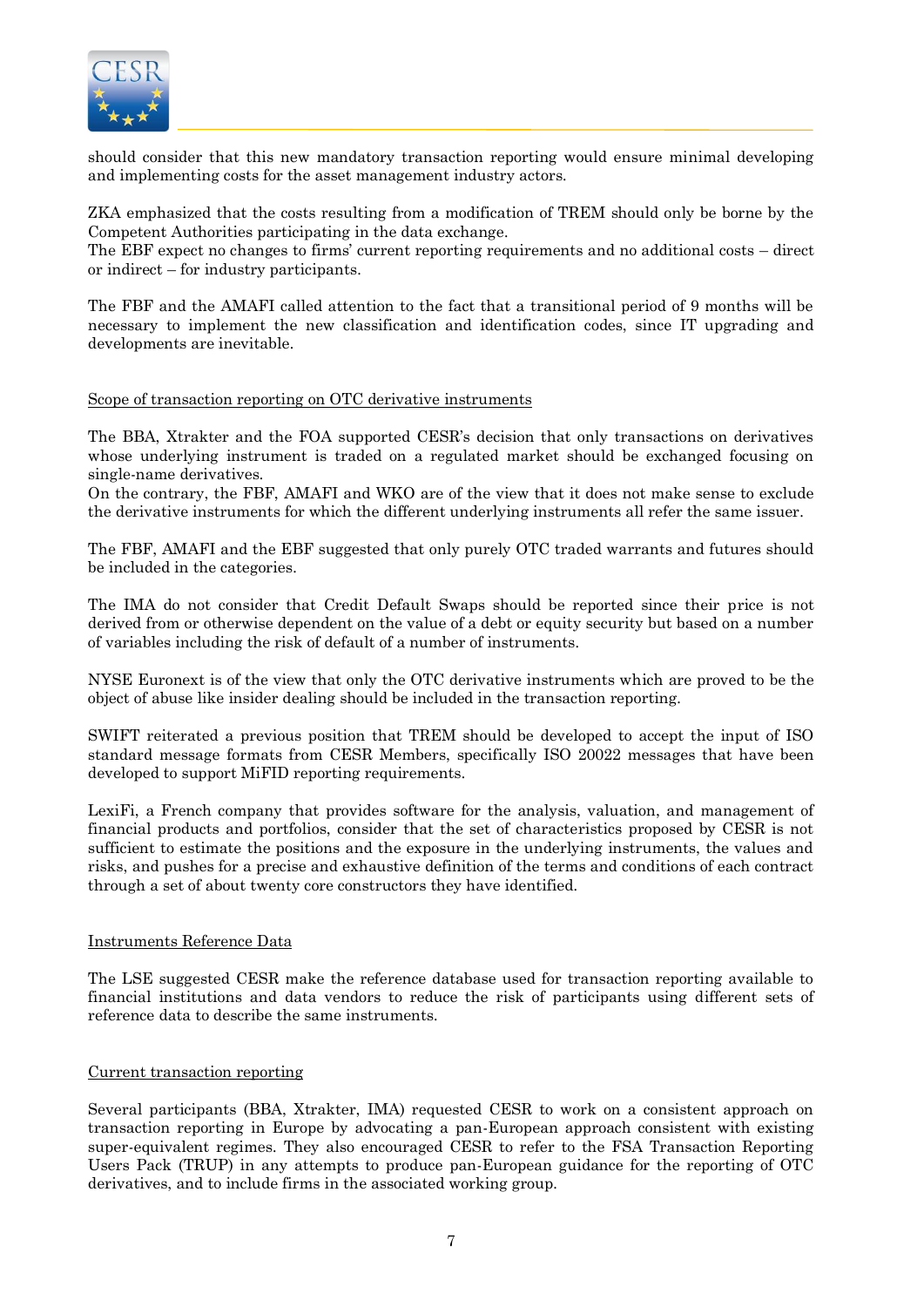should consider that this new mandatory transaction reporting would ensure minimal developing and implementing costs for the asset management industry actors.

ZKA emphasized that the costs resulting from a modification of TREM should only be borne by the Competent Authorities participating in the data exchange.
The EBF expect no changes to firms' current reporting requirements and no additional costs – direct or indirect – for industry participants.

The FBF and the AMAFI called attention to the fact that a transitional period of 9 months will be necessary to implement the new classification and identification codes, since IT upgrading and developments are inevitable.

Scope of transaction reporting on OTC derivative instruments

The BBA, Xtrakter and the FOA supported CESR's decision that only transactions on derivatives whose underlying instrument is traded on a regulated market should be exchanged focusing on single-name derivatives.
On the contrary, the FBF, AMAFI and WKO are of the view that it does not make sense to exclude the derivative instruments for which the different underlying instruments all refer the same issuer.

The FBF, AMAFI and the EBF suggested that only purely OTC traded warrants and futures should be included in the categories.

The IMA do not consider that Credit Default Swaps should be reported since their price is not derived from or otherwise dependent on the value of a debt or equity security but based on a number of variables including the risk of default of a number of instruments.

NYSE Euronext is of the view that only the OTC derivative instruments which are proved to be the object of abuse like insider dealing should be included in the transaction reporting.

SWIFT reiterated a previous position that TREM should be developed to accept the input of ISO standard message formats from CESR Members, specifically ISO 20022 messages that have been developed to support MiFID reporting requirements.

LexiFi, a French company that provides software for the analysis, valuation, and management of financial products and portfolios, consider that the set of characteristics proposed by CESR is not sufficient to estimate the positions and the exposure in the underlying instruments, the values and risks, and pushes for a precise and exhaustive definition of the terms and conditions of each contract through a set of about twenty core constructors they have identified.

Instruments Reference Data

The LSE suggested CESR make the reference database used for transaction reporting available to financial institutions and data vendors to reduce the risk of participants using different sets of reference data to describe the same instruments.

Current transaction reporting

Several participants (BBA, Xtrakter, IMA) requested CESR to work on a consistent approach on transaction reporting in Europe by advocating a pan-European approach consistent with existing super-equivalent regimes. They also encouraged CESR to refer to the FSA Transaction Reporting Users Pack (TRUP) in any attempts to produce pan-European guidance for the reporting of OTC derivatives, and to include firms in the associated working group.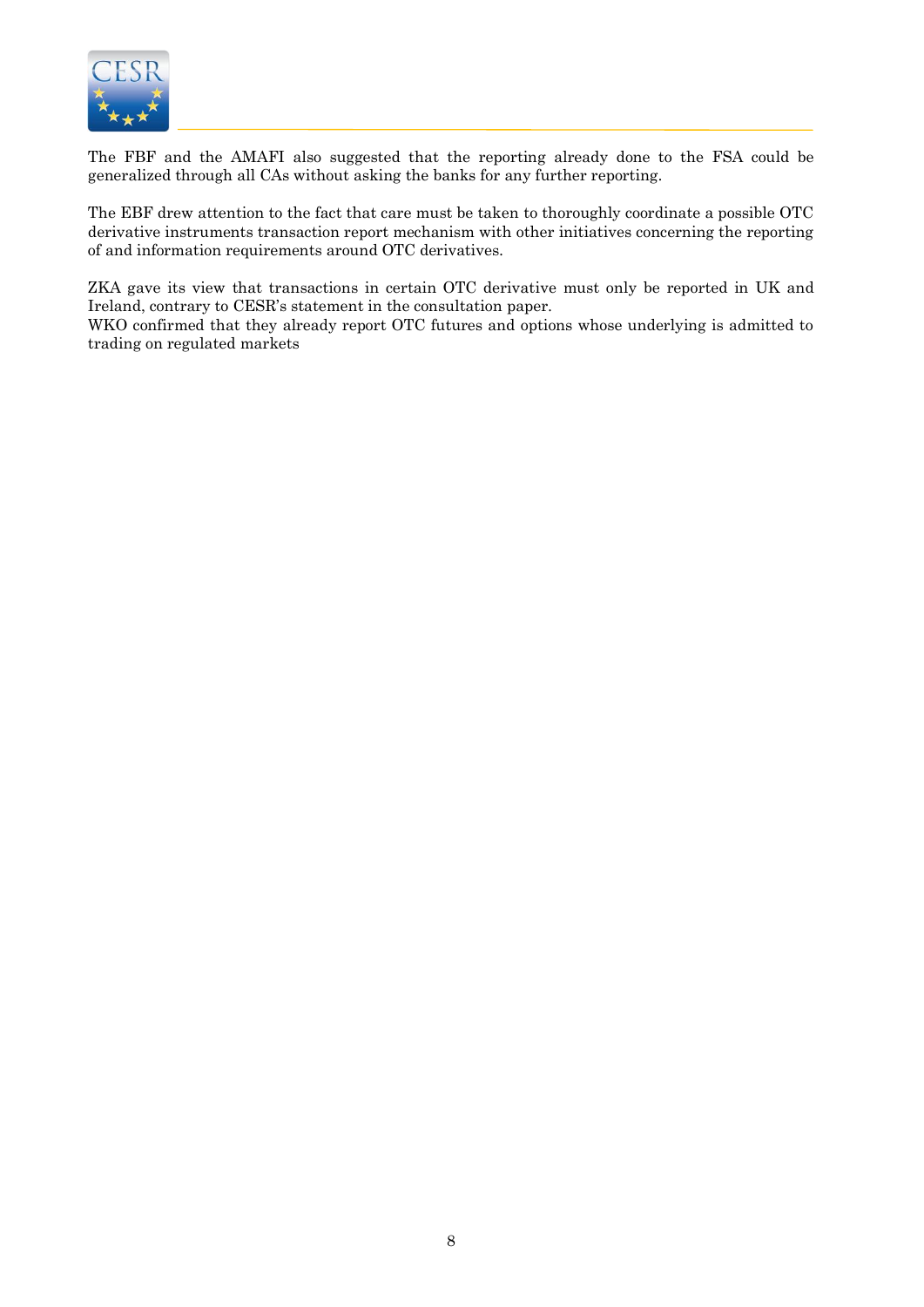The FBF and the AMAFI also suggested that the reporting already done to the FSA could be generalized through all CAs without asking the banks for any further reporting.

The EBF drew attention to the fact that care must be taken to thoroughly coordinate a possible OTC derivative instruments transaction report mechanism with other initiatives concerning the reporting of and information requirements around OTC derivatives.

ZKA gave its view that transactions in certain OTC derivative must only be reported in UK and Ireland, contrary to CESR's statement in the consultation paper.
WKO confirmed that they already report OTC futures and options whose underlying is admitted to trading on regulated markets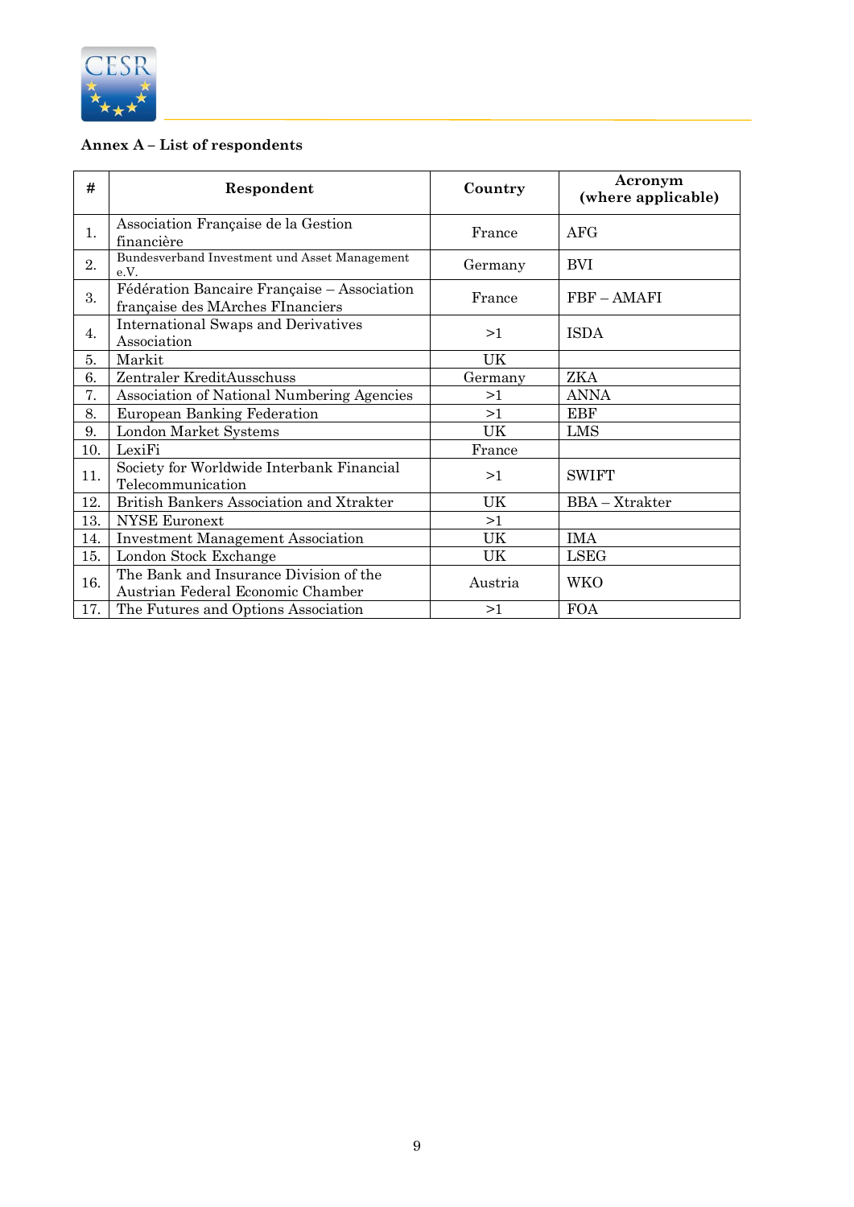**Annex A – List of respondents**

| # | Respondent | Country | Acronym (where applicable) |
|---|---|---|---|
| 1. | Association Française de la Gestion financière | France | AFG |
| 2. | Bundesverband Investment und Asset Management e.V. | Germany | BVI |
| 3. | Fédération Bancaire Française – Association française des MArches FInanciers | France | FBF – AMAFI |
| 4. | International Swaps and Derivatives Association | >1 | ISDA |
| 5. | Markit | UK | |
| 6. | Zentraler KreditAusschuss | Germany | ZKA |
| 7. | Association of National Numbering Agencies | >1 | ANNA |
| 8. | European Banking Federation | >1 | EBF |
| 9. | London Market Systems | UK | LMS |
| 10. | LexiFi | France | |
| 11. | Society for Worldwide Interbank Financial Telecommunication | >1 | SWIFT |
| 12. | British Bankers Association and Xtrakter | UK | BBA – Xtrakter |
| 13. | NYSE Euronext | >1 | |
| 14. | Investment Management Association | UK | IMA |
| 15. | London Stock Exchange | UK | LSEG |
| 16. | The Bank and Insurance Division of the Austrian Federal Economic Chamber | Austria | WKO |
| 17. | The Futures and Options Association | >1 | FOA |